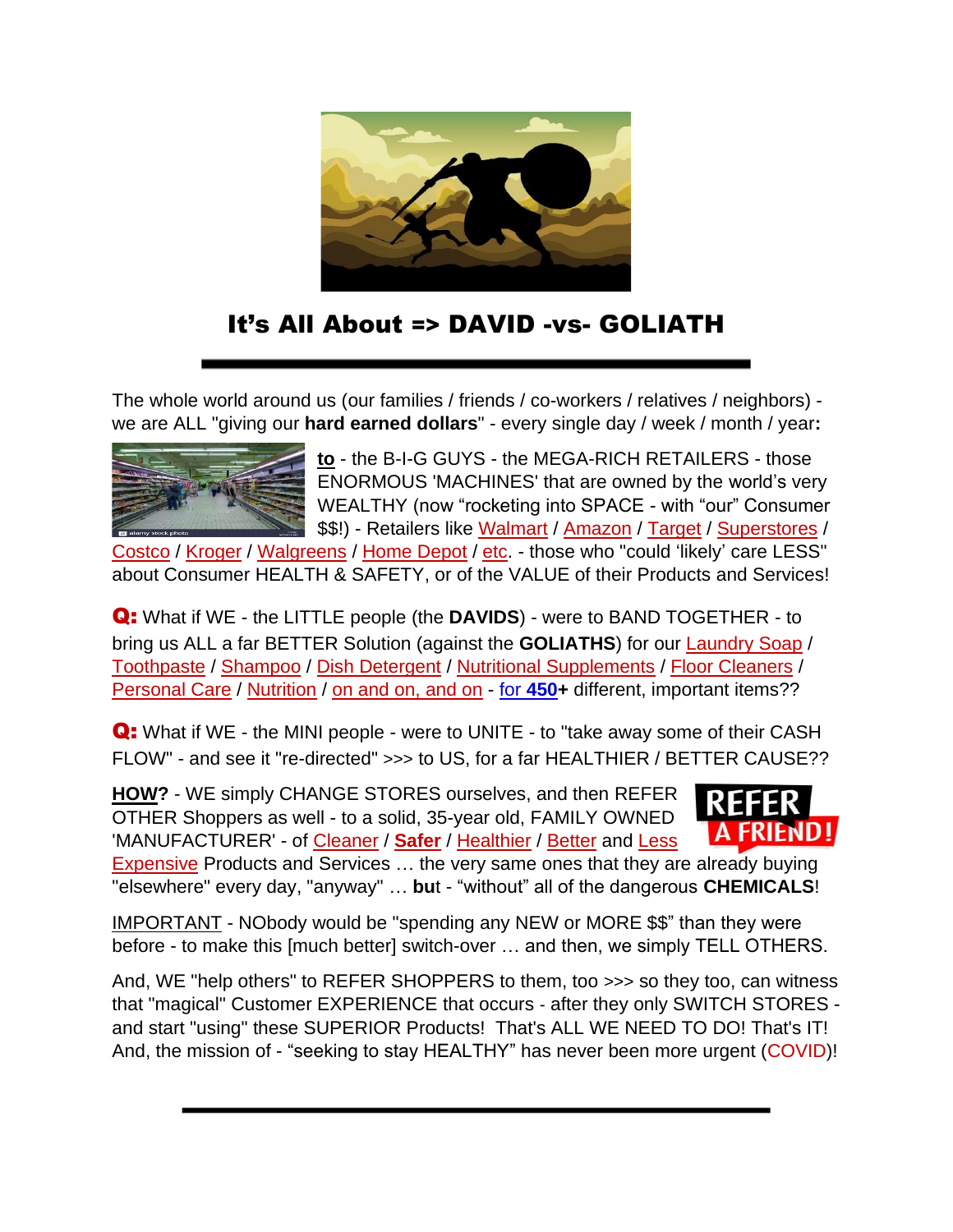## It's All About => DAVID -vs- GOLIATH

---

The whole world around us (our families / friends / co-workers / relatives / neighbors) - we are ALL "giving our **hard earned dollars**" - every single day / week / month / year**:**

**to** - the B-I-G GUYS - the MEGA-RICH RETAILERS - those ENORMOUS 'MACHINES' that are owned by the world's very WEALTHY (now "rocketing into SPACE - with "our" Consumer $$!) - Retailers like Walmart / Amazon / Target / Superstores / Costco / Kroger / Walgreens / Home Depot / etc. - those who "could 'likely' care LESS" about Consumer HEALTH & SAFETY, or of the VALUE of their Products and Services!

**Q:** What if WE - the LITTLE people (the **DAVIDS**) - were to BAND TOGETHER - to bring us ALL a far BETTER Solution (against the **GOLIATHS**) for our Laundry Soap / Toothpaste / Shampoo / Dish Detergent / Nutritional Supplements / Floor Cleaners / Personal Care / Nutrition / on and on, and on - for **450+** different, important items??

**Q:** What if WE - the MINI people - were to UNITE - to "take away some of their CASH FLOW" - and see it "re-directed" >>> to US, for a far HEALTHIER / BETTER CAUSE??

**HOW?** - WE simply CHANGE STORES ourselves, and then REFER OTHER Shoppers as well - to a solid, 35-year old, FAMILY OWNED 'MANUFACTURER' - of Cleaner / **Safer** / Healthier / Better and Less Expensive Products and Services … the very same ones that they are already buying "elsewhere" every day, "anyway" … **bu**t - "without" all of the dangerous **CHEMICALS**!

REFER A FRIEND!

IMPORTANT - NObody would be "spending any NEW or MORE $$" than they were before - to make this [much better] switch-over … and then, we simply TELL OTHERS.

And, WE "help others" to REFER SHOPPERS to them, too >>> so they too, can witness that "magical" Customer EXPERIENCE that occurs - after they only SWITCH STORES - and start "using" these SUPERIOR Products! That's ALL WE NEED TO DO! That's IT! And, the mission of - "seeking to stay HEALTHY" has never been more urgent (COVID)!

---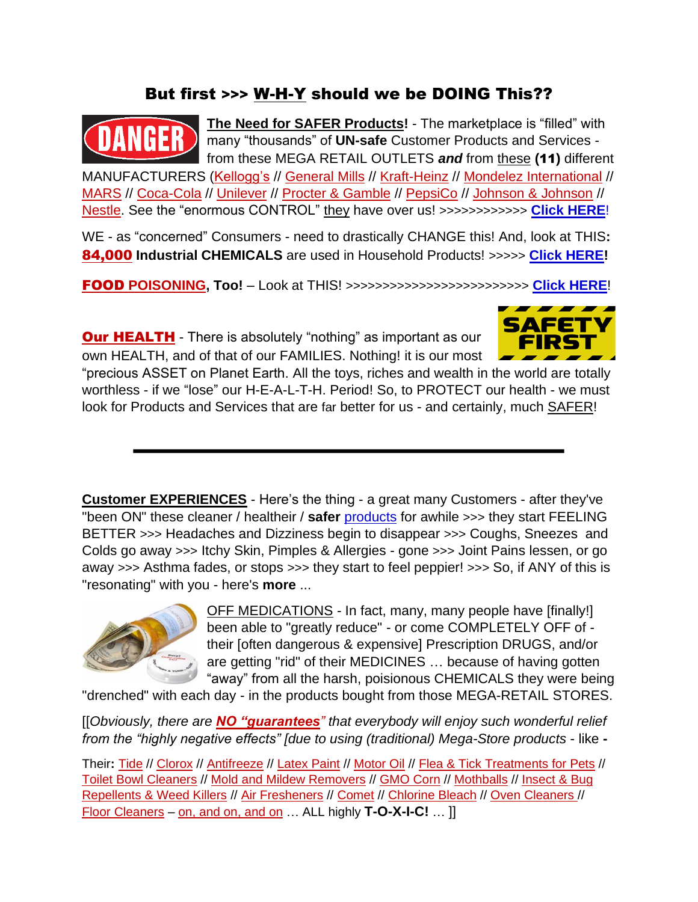## But first >>> W-H-Y should we be DOING This??

**The Need for SAFER Products!** - The marketplace is "filled" with many "thousands" of **UN-safe** Customer Products and Services - from these MEGA RETAIL OUTLETS ***and*** from these **(11)** different MANUFACTURERS (Kellogg's // General Mills // Kraft-Heinz // Mondelez International // MARS // Coca-Cola // Unilever // Procter & Gamble // PepsiCo // Johnson & Johnson // Nestle. See the "enormous CONTROL" they have over us! >>>>>>>>>>>> **Click HERE**!

WE - as "concerned" Consumers - need to drastically CHANGE this! And, look at THIS: **84,000 Industrial CHEMICALS** are used in Household Products! >>>>> **Click HERE!**

**FOOD POISONING, Too!** – Look at THIS! >>>>>>>>>>>>>>>>>>>>>>>>> **Click HERE**!

**Our HEALTH** - There is absolutely "nothing" as important as our own HEALTH, and of that of our FAMILIES. Nothing! it is our most "precious ASSET on Planet Earth. All the toys, riches and wealth in the world are totally worthless - if we "lose" our H-E-A-L-T-H. Period! So, to PROTECT our health - we must look for Products and Services that are far better for us - and certainly, much SAFER!

---

**Customer EXPERIENCES** - Here's the thing - a great many Customers - after they've "been ON" these cleaner / healtheir / **safer** products for awhile >>> they start FEELING BETTER >>> Headaches and Dizziness begin to disappear >>> Coughs, Sneezes and Colds go away >>> Itchy Skin, Pimples & Allergies - gone >>> Joint Pains lessen, or go away >>> Asthma fades, or stops >>> they start to feel peppier! >>> So, if ANY of this is "resonating" with you - here's **more** ...

OFF MEDICATIONS - In fact, many, many people have [finally!] been able to "greatly reduce" - or come COMPLETELY OFF of - their [often dangerous & expensive] Prescription DRUGS, and/or are getting "rid" of their MEDICINES … because of having gotten "away" from all the harsh, poisionous CHEMICALS they were being "drenched" with each day - in the products bought from those MEGA-RETAIL STORES.

[[*Obviously, there are **NO "guarantees"** that everybody will enjoy such wonderful relief from the "highly negative effects" [due to using (traditional) Mega-Store products - like* **-**

Their**:** Tide // Clorox // Antifreeze // Latex Paint // Motor Oil // Flea & Tick Treatments for Pets // Toilet Bowl Cleaners // Mold and Mildew Removers // GMO Corn // Mothballs // Insect & Bug Repellents & Weed Killers // Air Fresheners // Comet // Chlorine Bleach // Oven Cleaners // Floor Cleaners – on, and on, and on … ALL highly **T-O-X-I-C!** … ]]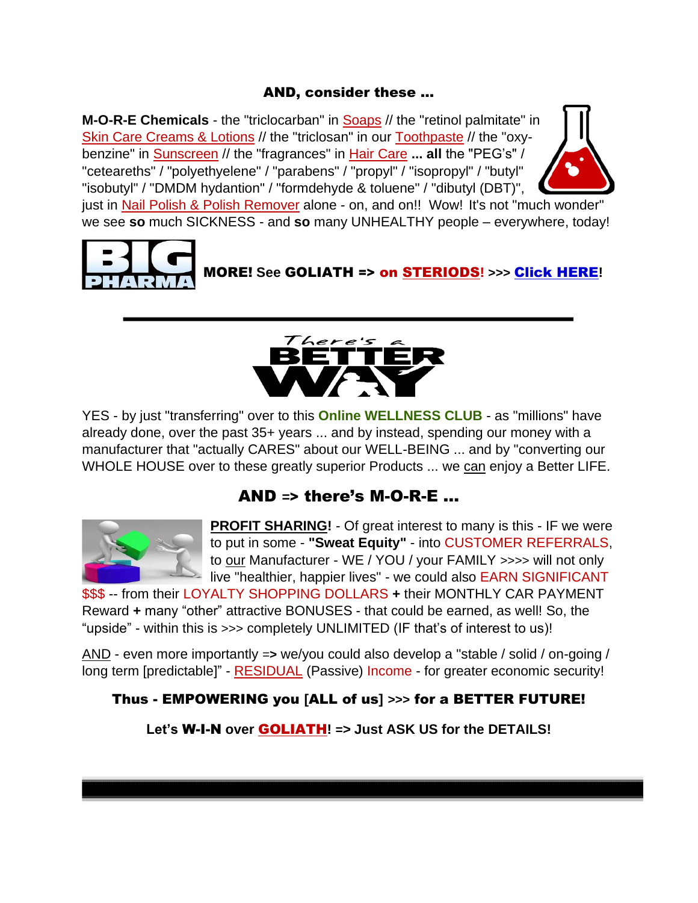**AND, consider these ...**

**M-O-R-E Chemicals** - the "triclocarban" in Soaps // the "retinol palmitate" in Skin Care Creams & Lotions // the "triclosan" in our Toothpaste // the "oxy-benzine" in Sunscreen // the "fragrances" in Hair Care **... all** the "PEG's" / "ceteareths" / "polyethyelene" / "parabens" / "propyl" / "isopropyl" / "butyl" "isobutyl" / "DMDM hydantion" / "formdehyde & toluene" / "dibutyl (DBT)", just in Nail Polish & Polish Remover alone - on, and on!! Wow! It's not "much wonder" we see **so** much SICKNESS - and **so** many UNHEALTHY people – everywhere, today!

BIG PHARMA **MORE!** See **GOLIATH => on STERIODS!** >>> **Click HERE!**

---

There's a BETTER WAY

YES - by just "transferring" over to this **Online WELLNESS CLUB** - as "millions" have already done, over the past 35+ years ... and by instead, spending our money with a manufacturer that "actually CARES" about our WELL-BEING ... and by "converting our WHOLE HOUSE over to these greatly superior Products ... we can enjoy a Better LIFE.

**AND => there's M-O-R-E ...**

**PROFIT SHARING!** - Of great interest to many is this - IF we were to put in some - **"Sweat Equity"** - into CUSTOMER REFERRALS, to our Manufacturer - WE / YOU / your FAMILY >>>> will not only live "healthier, happier lives" - we could also EARN SIGNIFICANT $$$ -- from their LOYALTY SHOPPING DOLLARS **+** their MONTHLY CAR PAYMENT Reward **+** many "other" attractive BONUSES - that could be earned, as well! So, the "upside" - within this is >>> completely UNLIMITED (IF that's of interest to us)!

AND - even more importantly => we/you could also develop a "stable / solid / on-going / long term [predictable]" - RESIDUAL (Passive) Income - for greater economic security!

**Thus - EMPOWERING you [ALL of us] >>> for a BETTER FUTURE!**

**Let's W-I-N over GOLIATH! => Just ASK US for the DETAILS!**